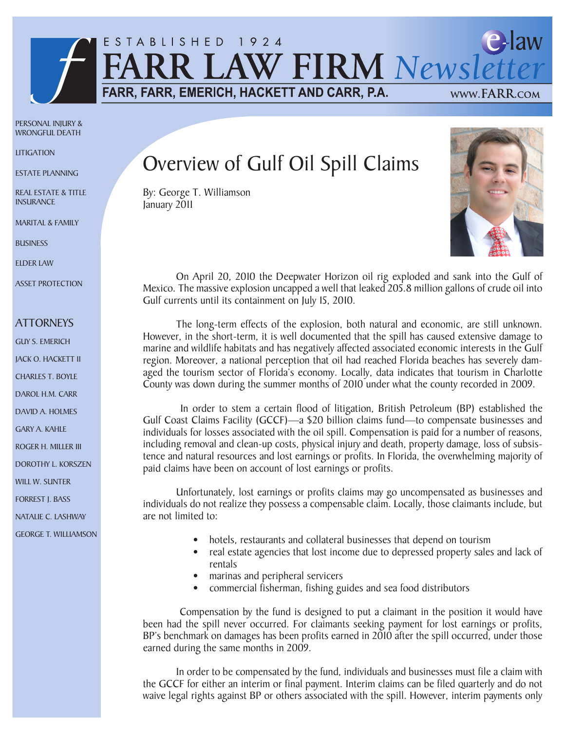# FARR LAW FIRM Newsletter

ESTABLISHED 1924

FARR, FARR, EMERICH, HACKETT AND CARR, P.A.

e-law

www.FARR.com

PERSONAL INJURY & WRONGFUL DEATH

LITIGATION

ESTATE PLANNING

REAL ESTATE & TITLE INSURANCE

MARITAL & FAMILY

BUSINESS

ELDER LAW

ASSET PROTECTION

## ATTORNEYS

GUY S. EMERICH

JACK O. HACKETT II

CHARLES T. BOYLE

DAROL H.M. CARR

DAVID A. HOLMES

GARY A. KAHLE

ROGER H. MILLER III

DOROTHY L. KORSZEN

WILL W. SUNTER

FORREST J. BASS

NATALIE C. LASHWAY

GEORGE T. WILLIAMSON

## Overview of Gulf Oil Spill Claims

By: George T. Williamson
January 2011

On April 20, 2010 the Deepwater Horizon oil rig exploded and sank into the Gulf of Mexico. The massive explosion uncapped a well that leaked 205.8 million gallons of crude oil into Gulf currents until its containment on July 15, 2010.

The long-term effects of the explosion, both natural and economic, are still unknown. However, in the short-term, it is well documented that the spill has caused extensive damage to marine and wildlife habitats and has negatively affected associated economic interests in the Gulf region. Moreover, a national perception that oil had reached Florida beaches has severely damaged the tourism sector of Florida's economy. Locally, data indicates that tourism in Charlotte County was down during the summer months of 2010 under what the county recorded in 2009.

In order to stem a certain flood of litigation, British Petroleum (BP) established the Gulf Coast Claims Facility (GCCF)—a $20 billion claims fund—to compensate businesses and individuals for losses associated with the oil spill. Compensation is paid for a number of reasons, including removal and clean-up costs, physical injury and death, property damage, loss of subsistence and natural resources and lost earnings or profits. In Florida, the overwhelming majority of paid claims have been on account of lost earnings or profits.

Unfortunately, lost earnings or profits claims may go uncompensated as businesses and individuals do not realize they possess a compensable claim. Locally, those claimants include, but are not limited to:

- hotels, restaurants and collateral businesses that depend on tourism
- real estate agencies that lost income due to depressed property sales and lack of rentals
- marinas and peripheral servicers
- commercial fisherman, fishing guides and sea food distributors

Compensation by the fund is designed to put a claimant in the position it would have been had the spill never occurred. For claimants seeking payment for lost earnings or profits, BP's benchmark on damages has been profits earned in 2010 after the spill occurred, under those earned during the same months in 2009.

In order to be compensated by the fund, individuals and businesses must file a claim with the GCCF for either an interim or final payment. Interim claims can be filed quarterly and do not waive legal rights against BP or others associated with the spill. However, interim payments only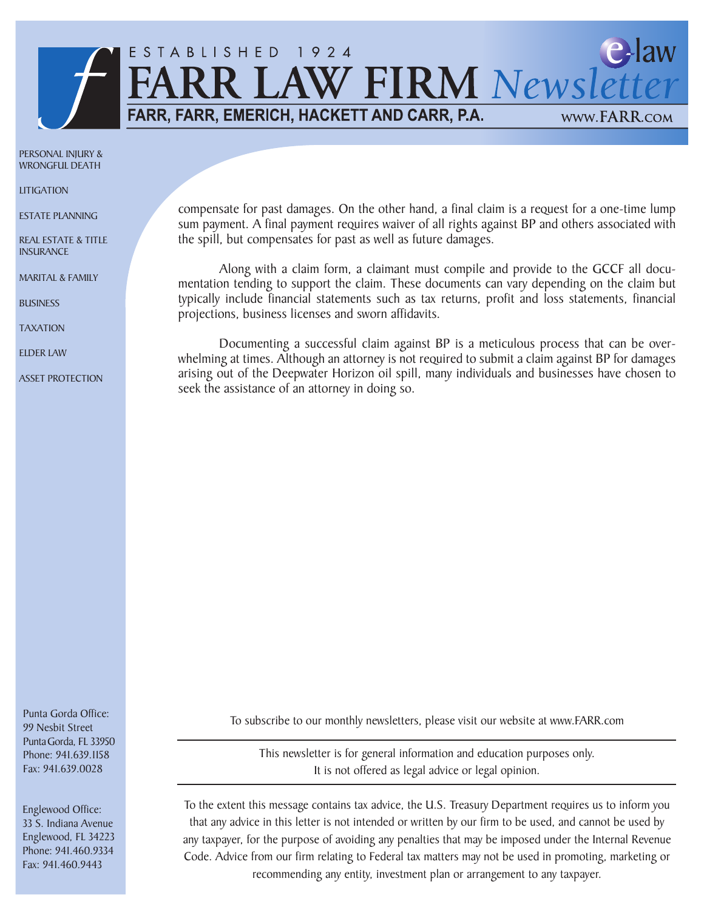compensate for past damages. On the other hand, a final claim is a request for a one-time lump sum payment. A final payment requires waiver of all rights against BP and others associated with the spill, but compensates for past as well as future damages.

Along with a claim form, a claimant must compile and provide to the GCCF all documentation tending to support the claim. These documents can vary depending on the claim but typically include financial statements such as tax returns, profit and loss statements, financial projections, business licenses and sworn affidavits.

Documenting a successful claim against BP is a meticulous process that can be overwhelming at times. Although an attorney is not required to submit a claim against BP for damages arising out of the Deepwater Horizon oil spill, many individuals and businesses have chosen to seek the assistance of an attorney in doing so.

PERSONAL INJURY & WRONGFUL DEATH

LITIGATION

ESTATE PLANNING

REAL ESTATE & TITLE INSURANCE

MARITAL & FAMILY

BUSINESS

TAXATION

ELDER LAW

ASSET PROTECTION

Punta Gorda Office:
99 Nesbit Street
Punta Gorda, FL 33950
Phone: 941.639.1158
Fax: 941.639.0028

Englewood Office:
33 S. Indiana Avenue
Englewood, FL 34223
Phone: 941.460.9334
Fax: 941.460.9443

To subscribe to our monthly newsletters, please visit our website at www.FARR.com

---

This newsletter is for general information and education purposes only.
It is not offered as legal advice or legal opinion.

---

To the extent this message contains tax advice, the U.S. Treasury Department requires us to inform you that any advice in this letter is not intended or written by our firm to be used, and cannot be used by any taxpayer, for the purpose of avoiding any penalties that may be imposed under the Internal Revenue Code. Advice from our firm relating to Federal tax matters may not be used in promoting, marketing or recommending any entity, investment plan or arrangement to any taxpayer.